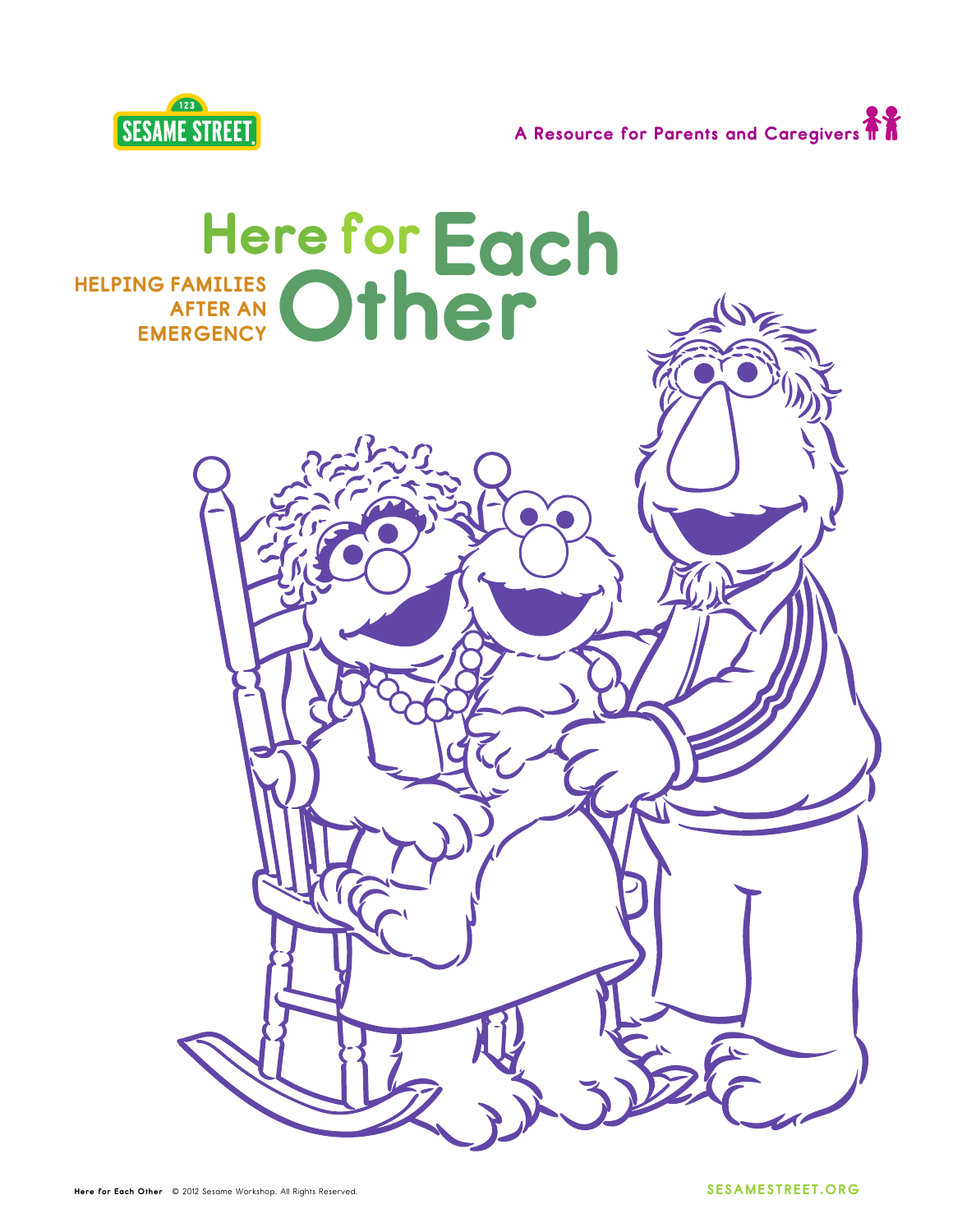SESAME STREET

A Resource for Parents and Caregivers

# Here for Each Other

## HELPING FAMILIES AFTER AN EMERGENCY

**Here for Each Other** © 2012 Sesame Workshop. All Rights Reserved.

SESAMESTREET.ORG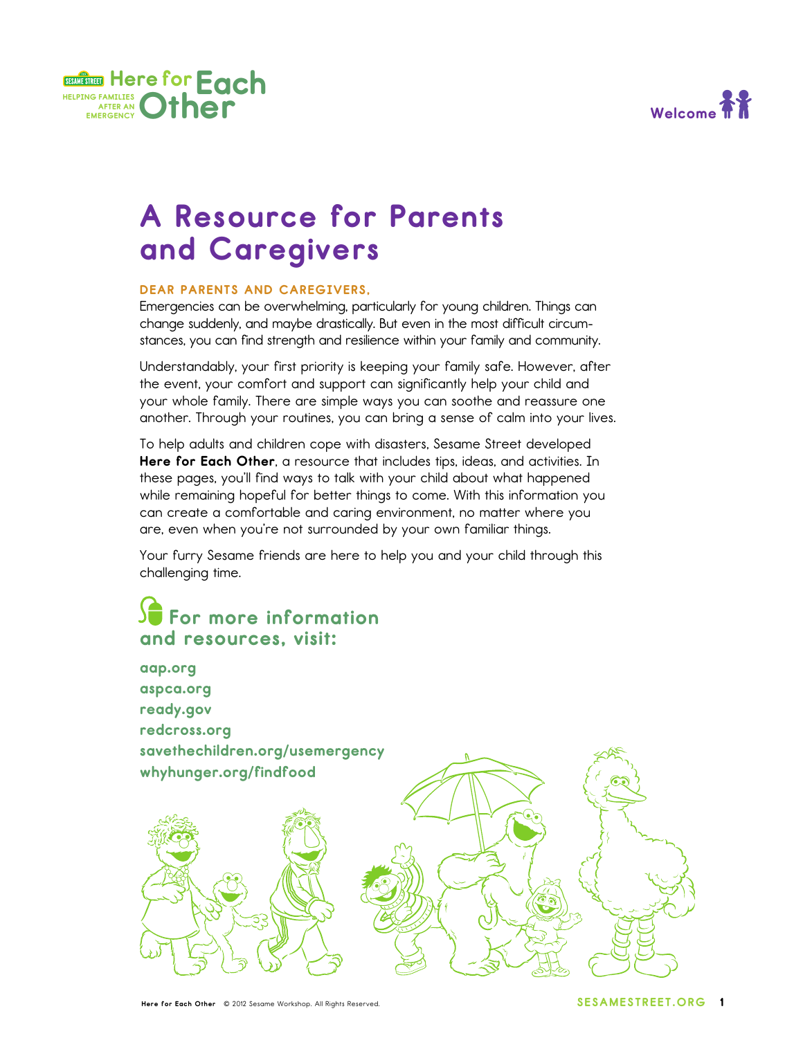# A Resource for Parents and Caregivers

**DEAR PARENTS AND CAREGIVERS,**

Emergencies can be overwhelming, particularly for young children. Things can change suddenly, and maybe drastically. But even in the most difficult circumstances, you can find strength and resilience within your family and community.

Understandably, your first priority is keeping your family safe. However, after the event, your comfort and support can significantly help your child and your whole family. There are simple ways you can soothe and reassure one another. Through your routines, you can bring a sense of calm into your lives.

To help adults and children cope with disasters, Sesame Street developed **Here for Each Other**, a resource that includes tips, ideas, and activities. In these pages, you'll find ways to talk with your child about what happened while remaining hopeful for better things to come. With this information you can create a comfortable and caring environment, no matter where you are, even when you're not surrounded by your own familiar things.

Your furry Sesame friends are here to help you and your child through this challenging time.

## For more information and resources, visit:

aap.org
aspca.org
ready.gov
redcross.org
savethechildren.org/usemergency
whyhunger.org/findfood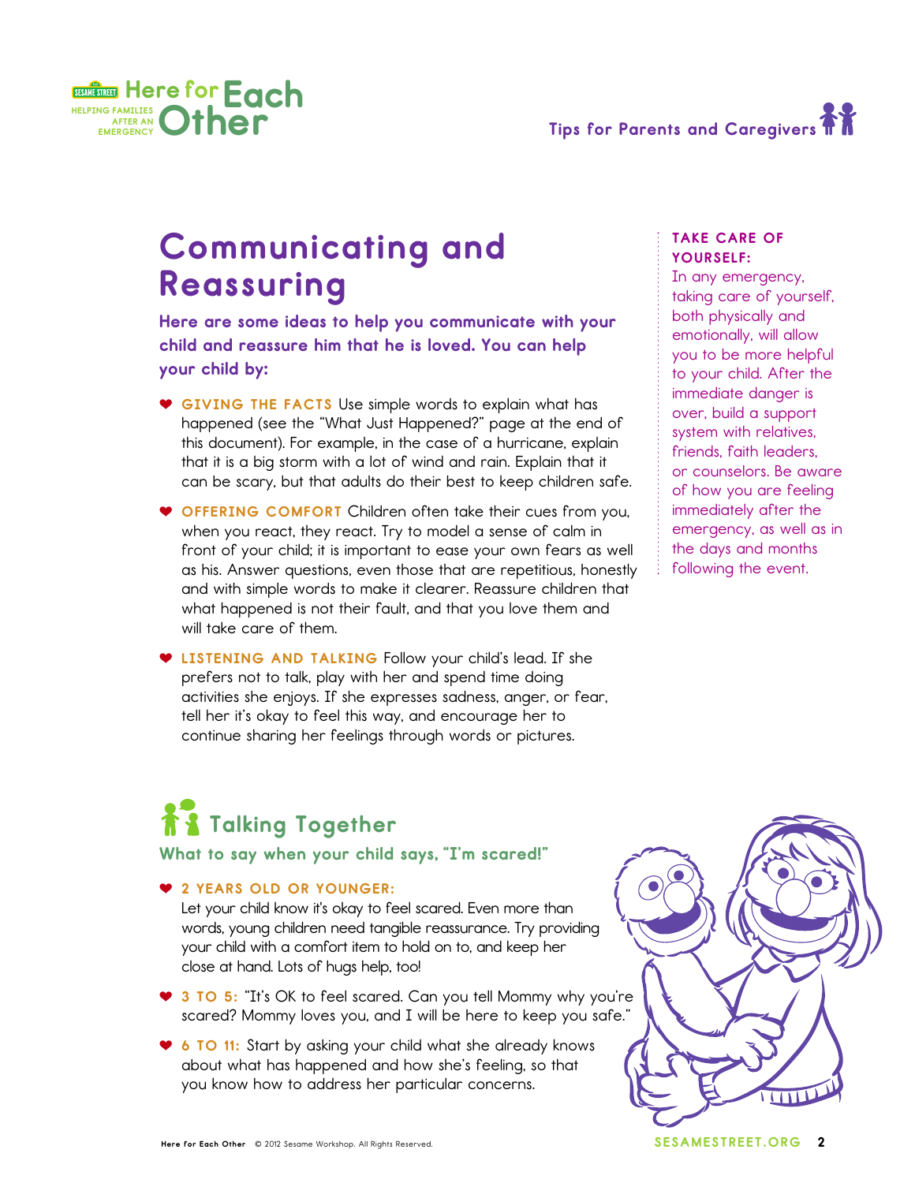# Communicating and Reassuring

**Here are some ideas to help you communicate with your child and reassure him that he is loved. You can help your child by:**

- **GIVING THE FACTS** Use simple words to explain what has happened (see the "What Just Happened?" page at the end of this document). For example, in the case of a hurricane, explain that it is a big storm with a lot of wind and rain. Explain that it can be scary, but that adults do their best to keep children safe.
- **OFFERING COMFORT** Children often take their cues from you, when you react, they react. Try to model a sense of calm in front of your child; it is important to ease your own fears as well as his. Answer questions, even those that are repetitious, honestly and with simple words to make it clearer. Reassure children that what happened is not their fault, and that you love them and will take care of them.
- **LISTENING AND TALKING** Follow your child's lead. If she prefers not to talk, play with her and spend time doing activities she enjoys. If she expresses sadness, anger, or fear, tell her it's okay to feel this way, and encourage her to continue sharing her feelings through words or pictures.

**TAKE CARE OF YOURSELF:**
In any emergency, taking care of yourself, both physically and emotionally, will allow you to be more helpful to your child. After the immediate danger is over, build a support system with relatives, friends, faith leaders, or counselors. Be aware of how you are feeling immediately after the emergency, as well as in the days and months following the event.

## Talking Together

**What to say when your child says, "I'm scared!"**

- **2 YEARS OLD OR YOUNGER:**
  Let your child know it's okay to feel scared. Even more than words, young children need tangible reassurance. Try providing your child with a comfort item to hold on to, and keep her close at hand. Lots of hugs help, too!
- **3 TO 5:** "It's OK to feel scared. Can you tell Mommy why you're scared? Mommy loves you, and I will be here to keep you safe."
- **6 TO 11:** Start by asking your child what she already knows about what has happened and how she's feeling, so that you know how to address her particular concerns.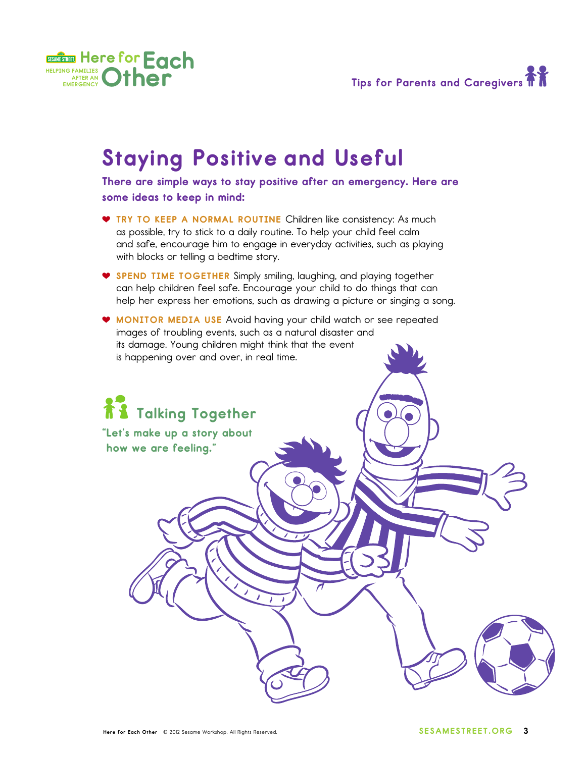# Staying Positive and Useful

**There are simple ways to stay positive after an emergency. Here are some ideas to keep in mind:**

- **TRY TO KEEP A NORMAL ROUTINE** Children like consistency: As much as possible, try to stick to a daily routine. To help your child feel calm and safe, encourage him to engage in everyday activities, such as playing with blocks or telling a bedtime story.
- **SPEND TIME TOGETHER** Simply smiling, laughing, and playing together can help children feel safe. Encourage your child to do things that can help her express her emotions, such as drawing a picture or singing a song.
- **MONITOR MEDIA USE** Avoid having your child watch or see repeated images of troubling events, such as a natural disaster and its damage. Young children might think that the event is happening over and over, in real time.

## Talking Together

**"Let's make up a story about how we are feeling."**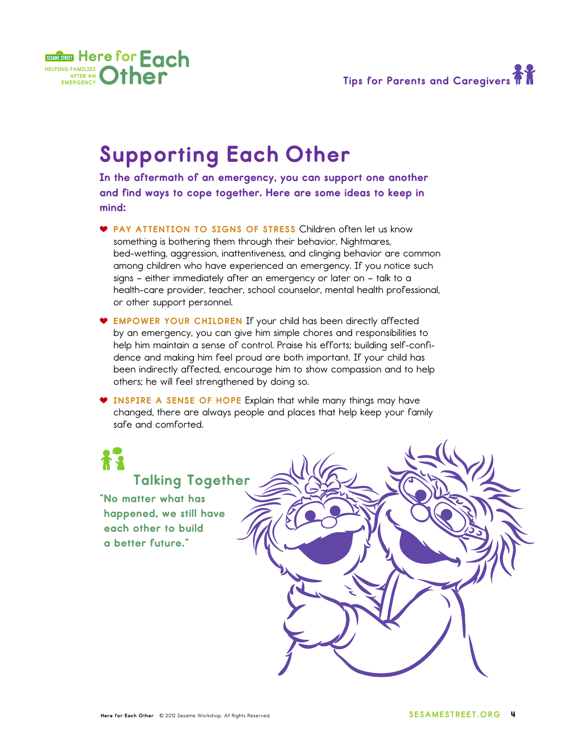## Supporting Each Other

**In the aftermath of an emergency, you can support one another and find ways to cope together. Here are some ideas to keep in mind:**

- **PAY ATTENTION TO SIGNS OF STRESS** Children often let us know something is bothering them through their behavior. Nightmares, bed-wetting, aggression, inattentiveness, and clinging behavior are common among children who have experienced an emergency. If you notice such signs – either immediately after an emergency or later on – talk to a health-care provider, teacher, school counselor, mental health professional, or other support personnel.
- **EMPOWER YOUR CHILDREN** If your child has been directly affected by an emergency, you can give him simple chores and responsibilities to help him maintain a sense of control. Praise his efforts; building self-confidence and making him feel proud are both important. If your child has been indirectly affected, encourage him to show compassion and to help others; he will feel strengthened by doing so.
- **INSPIRE A SENSE OF HOPE** Explain that while many things may have changed, there are always people and places that help keep your family safe and comforted.

### Talking Together

**"No matter what has happened, we still have each other to build a better future."**